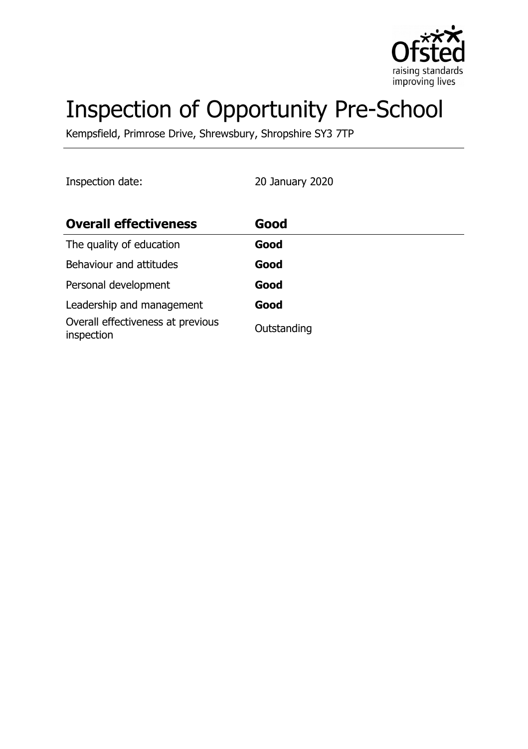# Inspection of Opportunity Pre-School

Kempsfield, Primrose Drive, Shrewsbury, Shropshire SY3 7TP

Inspection date: 20 January 2020

| **Overall effectiveness** | **Good** |
|---|---|
| The quality of education | **Good** |
| Behaviour and attitudes | **Good** |
| Personal development | **Good** |
| Leadership and management | **Good** |
| Overall effectiveness at previous inspection | Outstanding |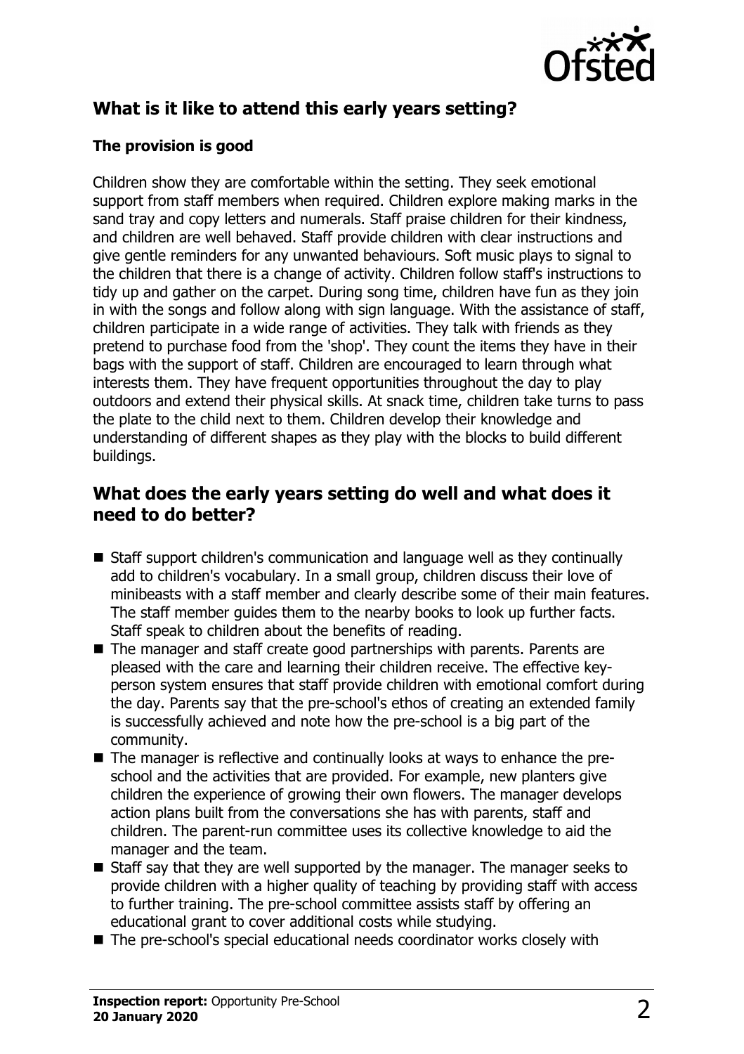## What is it like to attend this early years setting?

### The provision is good

Children show they are comfortable within the setting. They seek emotional support from staff members when required. Children explore making marks in the sand tray and copy letters and numerals. Staff praise children for their kindness, and children are well behaved. Staff provide children with clear instructions and give gentle reminders for any unwanted behaviours. Soft music plays to signal to the children that there is a change of activity. Children follow staff's instructions to tidy up and gather on the carpet. During song time, children have fun as they join in with the songs and follow along with sign language. With the assistance of staff, children participate in a wide range of activities. They talk with friends as they pretend to purchase food from the 'shop'. They count the items they have in their bags with the support of staff. Children are encouraged to learn through what interests them. They have frequent opportunities throughout the day to play outdoors and extend their physical skills. At snack time, children take turns to pass the plate to the child next to them. Children develop their knowledge and understanding of different shapes as they play with the blocks to build different buildings.

## What does the early years setting do well and what does it need to do better?

- Staff support children's communication and language well as they continually add to children's vocabulary. In a small group, children discuss their love of minibeasts with a staff member and clearly describe some of their main features. The staff member guides them to the nearby books to look up further facts. Staff speak to children about the benefits of reading.
- The manager and staff create good partnerships with parents. Parents are pleased with the care and learning their children receive. The effective key-person system ensures that staff provide children with emotional comfort during the day. Parents say that the pre-school's ethos of creating an extended family is successfully achieved and note how the pre-school is a big part of the community.
- The manager is reflective and continually looks at ways to enhance the pre-school and the activities that are provided. For example, new planters give children the experience of growing their own flowers. The manager develops action plans built from the conversations she has with parents, staff and children. The parent-run committee uses its collective knowledge to aid the manager and the team.
- Staff say that they are well supported by the manager. The manager seeks to provide children with a higher quality of teaching by providing staff with access to further training. The pre-school committee assists staff by offering an educational grant to cover additional costs while studying.
- The pre-school's special educational needs coordinator works closely with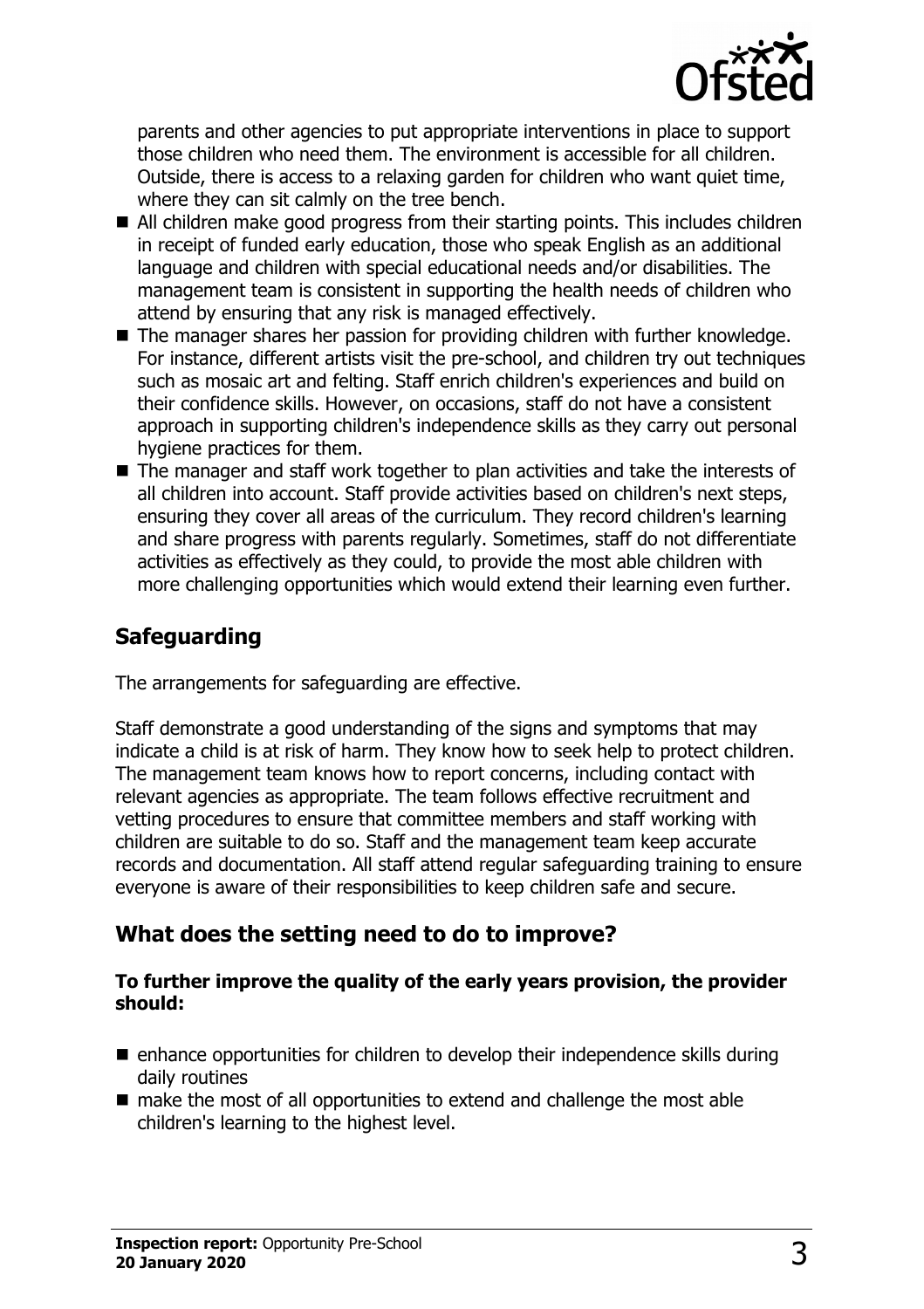parents and other agencies to put appropriate interventions in place to support those children who need them. The environment is accessible for all children. Outside, there is access to a relaxing garden for children who want quiet time, where they can sit calmly on the tree bench.

- All children make good progress from their starting points. This includes children in receipt of funded early education, those who speak English as an additional language and children with special educational needs and/or disabilities. The management team is consistent in supporting the health needs of children who attend by ensuring that any risk is managed effectively.
- The manager shares her passion for providing children with further knowledge. For instance, different artists visit the pre-school, and children try out techniques such as mosaic art and felting. Staff enrich children's experiences and build on their confidence skills. However, on occasions, staff do not have a consistent approach in supporting children's independence skills as they carry out personal hygiene practices for them.
- The manager and staff work together to plan activities and take the interests of all children into account. Staff provide activities based on children's next steps, ensuring they cover all areas of the curriculum. They record children's learning and share progress with parents regularly. Sometimes, staff do not differentiate activities as effectively as they could, to provide the most able children with more challenging opportunities which would extend their learning even further.

## Safeguarding

The arrangements for safeguarding are effective.

Staff demonstrate a good understanding of the signs and symptoms that may indicate a child is at risk of harm. They know how to seek help to protect children. The management team knows how to report concerns, including contact with relevant agencies as appropriate. The team follows effective recruitment and vetting procedures to ensure that committee members and staff working with children are suitable to do so. Staff and the management team keep accurate records and documentation. All staff attend regular safeguarding training to ensure everyone is aware of their responsibilities to keep children safe and secure.

## What does the setting need to do to improve?

**To further improve the quality of the early years provision, the provider should:**

- enhance opportunities for children to develop their independence skills during daily routines
- make the most of all opportunities to extend and challenge the most able children's learning to the highest level.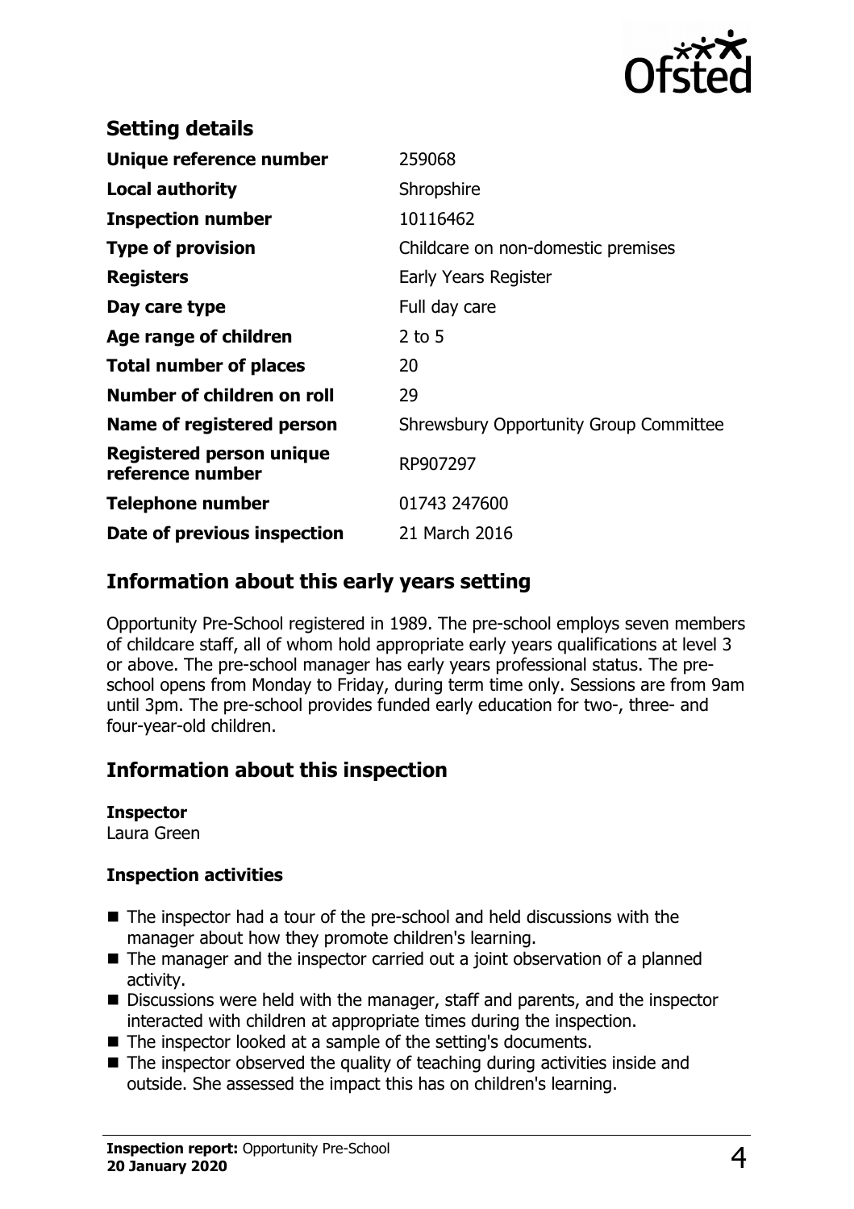## Setting details

| | |
|---|---|
| **Unique reference number** | 259068 |
| **Local authority** | Shropshire |
| **Inspection number** | 10116462 |
| **Type of provision** | Childcare on non-domestic premises |
| **Registers** | Early Years Register |
| **Day care type** | Full day care |
| **Age range of children** | 2 to 5 |
| **Total number of places** | 20 |
| **Number of children on roll** | 29 |
| **Name of registered person** | Shrewsbury Opportunity Group Committee |
| **Registered person unique reference number** | RP907297 |
| **Telephone number** | 01743 247600 |
| **Date of previous inspection** | 21 March 2016 |

## Information about this early years setting

Opportunity Pre-School registered in 1989. The pre-school employs seven members of childcare staff, all of whom hold appropriate early years qualifications at level 3 or above. The pre-school manager has early years professional status. The pre-school opens from Monday to Friday, during term time only. Sessions are from 9am until 3pm. The pre-school provides funded early education for two-, three- and four-year-old children.

## Information about this inspection

**Inspector**
Laura Green

**Inspection activities**

- The inspector had a tour of the pre-school and held discussions with the manager about how they promote children's learning.
- The manager and the inspector carried out a joint observation of a planned activity.
- Discussions were held with the manager, staff and parents, and the inspector interacted with children at appropriate times during the inspection.
- The inspector looked at a sample of the setting's documents.
- The inspector observed the quality of teaching during activities inside and outside. She assessed the impact this has on children's learning.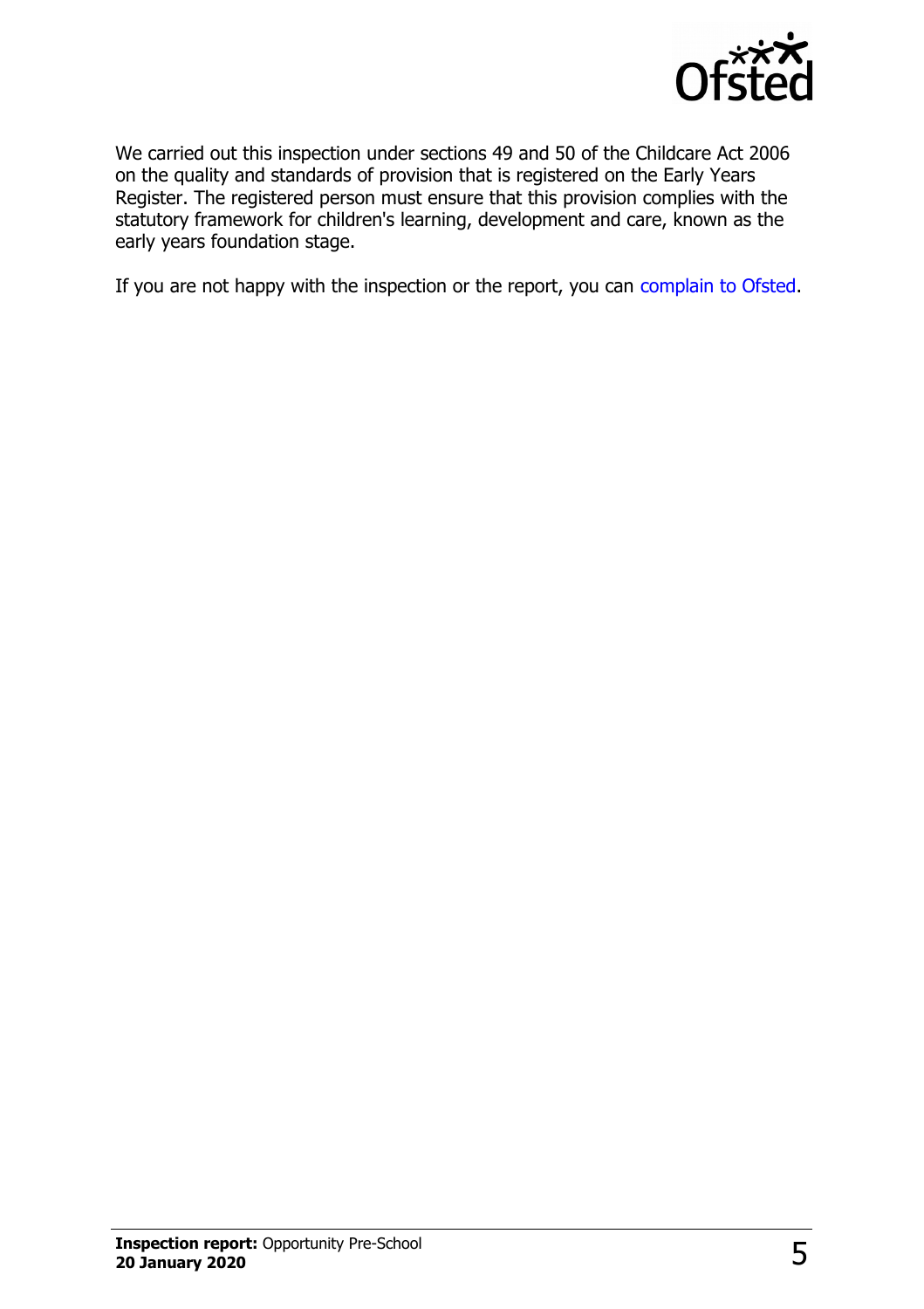We carried out this inspection under sections 49 and 50 of the Childcare Act 2006 on the quality and standards of provision that is registered on the Early Years Register. The registered person must ensure that this provision complies with the statutory framework for children's learning, development and care, known as the early years foundation stage.

If you are not happy with the inspection or the report, you can complain to Ofsted.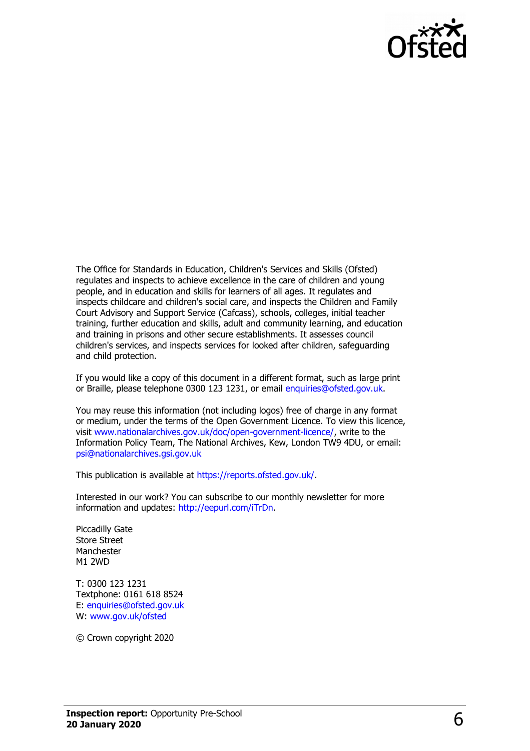The Office for Standards in Education, Children's Services and Skills (Ofsted) regulates and inspects to achieve excellence in the care of children and young people, and in education and skills for learners of all ages. It regulates and inspects childcare and children's social care, and inspects the Children and Family Court Advisory and Support Service (Cafcass), schools, colleges, initial teacher training, further education and skills, adult and community learning, and education and training in prisons and other secure establishments. It assesses council children's services, and inspects services for looked after children, safeguarding and child protection.

If you would like a copy of this document in a different format, such as large print or Braille, please telephone 0300 123 1231, or email enquiries@ofsted.gov.uk.

You may reuse this information (not including logos) free of charge in any format or medium, under the terms of the Open Government Licence. To view this licence, visit www.nationalarchives.gov.uk/doc/open-government-licence/, write to the Information Policy Team, The National Archives, Kew, London TW9 4DU, or email: psi@nationalarchives.gsi.gov.uk

This publication is available at https://reports.ofsted.gov.uk/.

Interested in our work? You can subscribe to our monthly newsletter for more information and updates: http://eepurl.com/iTrDn.

Piccadilly Gate
Store Street
Manchester
M1 2WD

T: 0300 123 1231
Textphone: 0161 618 8524
E: enquiries@ofsted.gov.uk
W: www.gov.uk/ofsted

© Crown copyright 2020